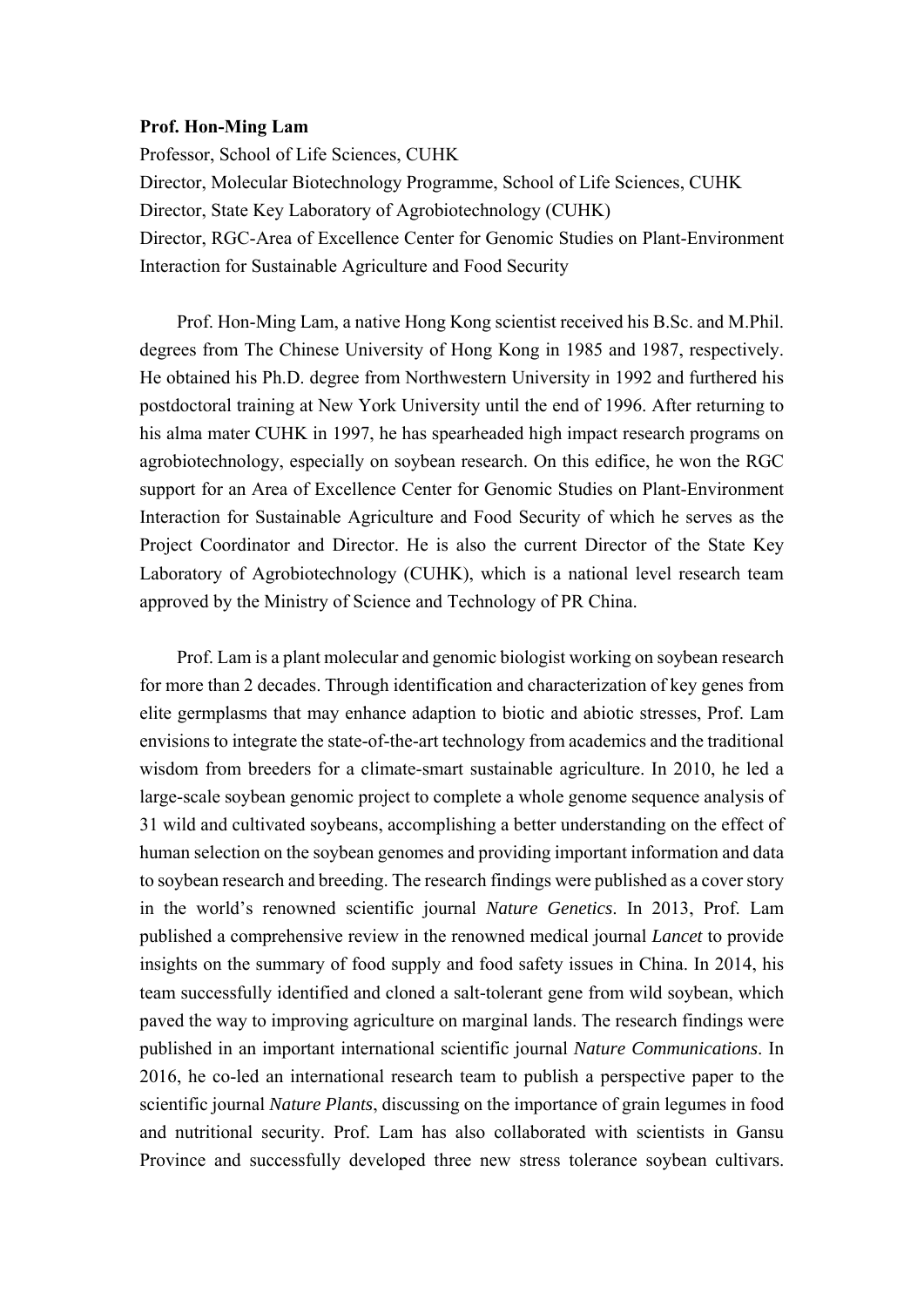**Prof. Hon-Ming Lam**

Professor, School of Life Sciences, CUHK
Director, Molecular Biotechnology Programme, School of Life Sciences, CUHK
Director, State Key Laboratory of Agrobiotechnology (CUHK)
Director, RGC-Area of Excellence Center for Genomic Studies on Plant-Environment Interaction for Sustainable Agriculture and Food Security

Prof. Hon-Ming Lam, a native Hong Kong scientist received his B.Sc. and M.Phil. degrees from The Chinese University of Hong Kong in 1985 and 1987, respectively. He obtained his Ph.D. degree from Northwestern University in 1992 and furthered his postdoctoral training at New York University until the end of 1996. After returning to his alma mater CUHK in 1997, he has spearheaded high impact research programs on agrobiotechnology, especially on soybean research. On this edifice, he won the RGC support for an Area of Excellence Center for Genomic Studies on Plant-Environment Interaction for Sustainable Agriculture and Food Security of which he serves as the Project Coordinator and Director. He is also the current Director of the State Key Laboratory of Agrobiotechnology (CUHK), which is a national level research team approved by the Ministry of Science and Technology of PR China.

Prof. Lam is a plant molecular and genomic biologist working on soybean research for more than 2 decades. Through identification and characterization of key genes from elite germplasms that may enhance adaption to biotic and abiotic stresses, Prof. Lam envisions to integrate the state-of-the-art technology from academics and the traditional wisdom from breeders for a climate-smart sustainable agriculture. In 2010, he led a large-scale soybean genomic project to complete a whole genome sequence analysis of 31 wild and cultivated soybeans, accomplishing a better understanding on the effect of human selection on the soybean genomes and providing important information and data to soybean research and breeding. The research findings were published as a cover story in the world's renowned scientific journal *Nature Genetics*. In 2013, Prof. Lam published a comprehensive review in the renowned medical journal *Lancet* to provide insights on the summary of food supply and food safety issues in China. In 2014, his team successfully identified and cloned a salt-tolerant gene from wild soybean, which paved the way to improving agriculture on marginal lands. The research findings were published in an important international scientific journal *Nature Communications*. In 2016, he co-led an international research team to publish a perspective paper to the scientific journal *Nature Plants*, discussing on the importance of grain legumes in food and nutritional security. Prof. Lam has also collaborated with scientists in Gansu Province and successfully developed three new stress tolerance soybean cultivars.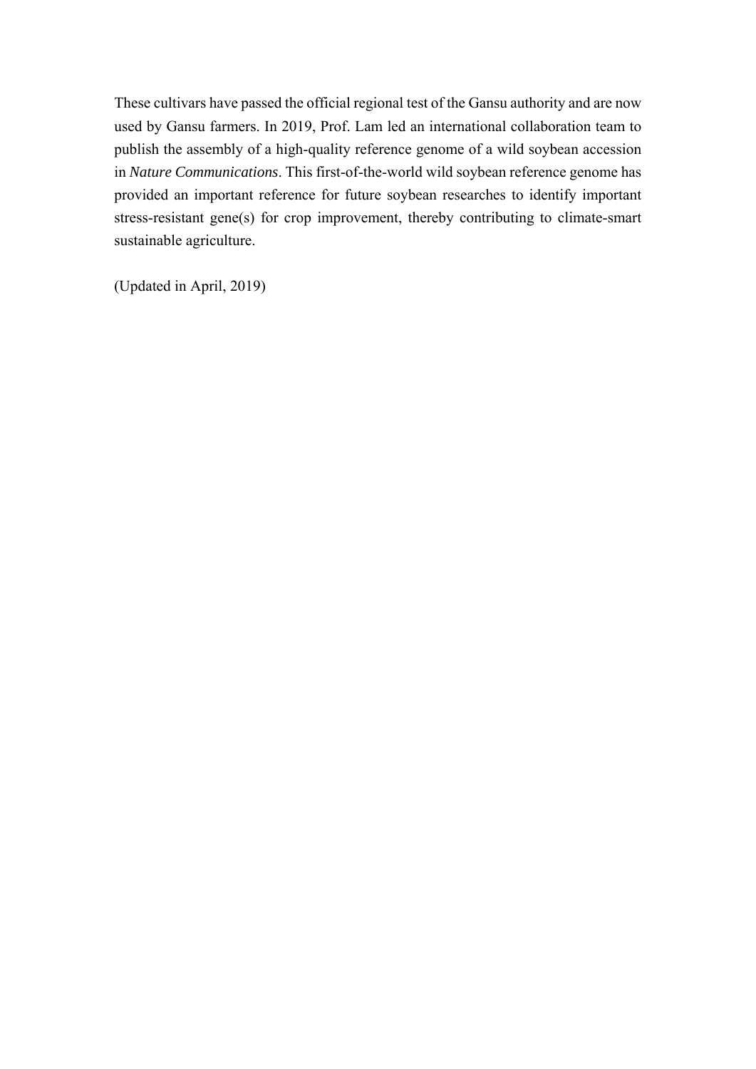These cultivars have passed the official regional test of the Gansu authority and are now used by Gansu farmers. In 2019, Prof. Lam led an international collaboration team to publish the assembly of a high-quality reference genome of a wild soybean accession in *Nature Communications*. This first-of-the-world wild soybean reference genome has provided an important reference for future soybean researches to identify important stress-resistant gene(s) for crop improvement, thereby contributing to climate-smart sustainable agriculture.

(Updated in April, 2019)